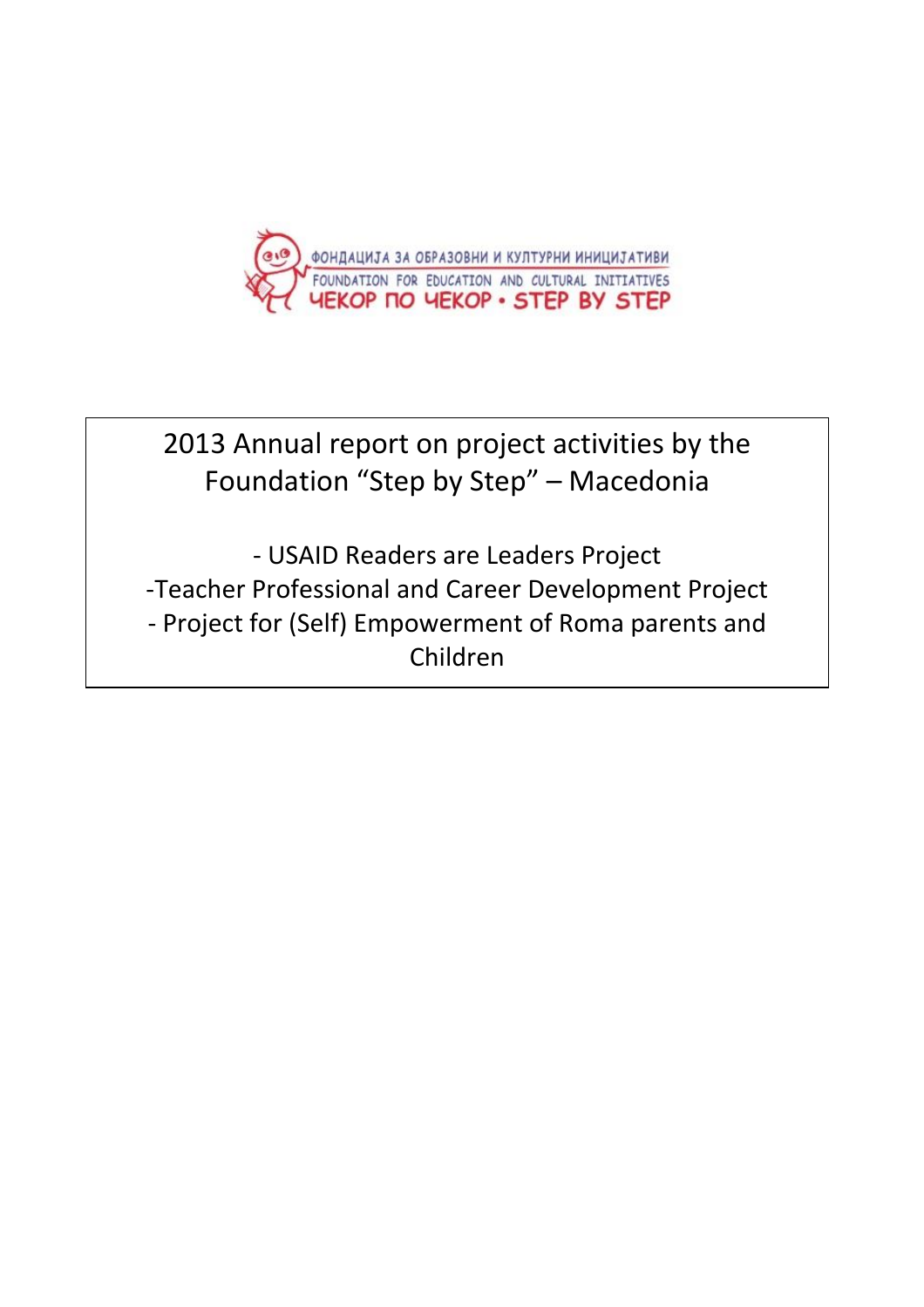ФОНДАЦИЈА ЗА ОБРАЗОВНИ И КУЛТУРНИ ИНИЦИЈАТИВИ
FOUNDATION FOR EDUCATION AND CULTURAL INITIATIVES
ЧЕКОР ПО ЧЕКОР • STEP BY STEP

# 2013 Annual report on project activities by the Foundation "Step by Step" – Macedonia

- USAID Readers are Leaders Project
- Teacher Professional and Career Development Project
- Project for (Self) Empowerment of Roma parents and Children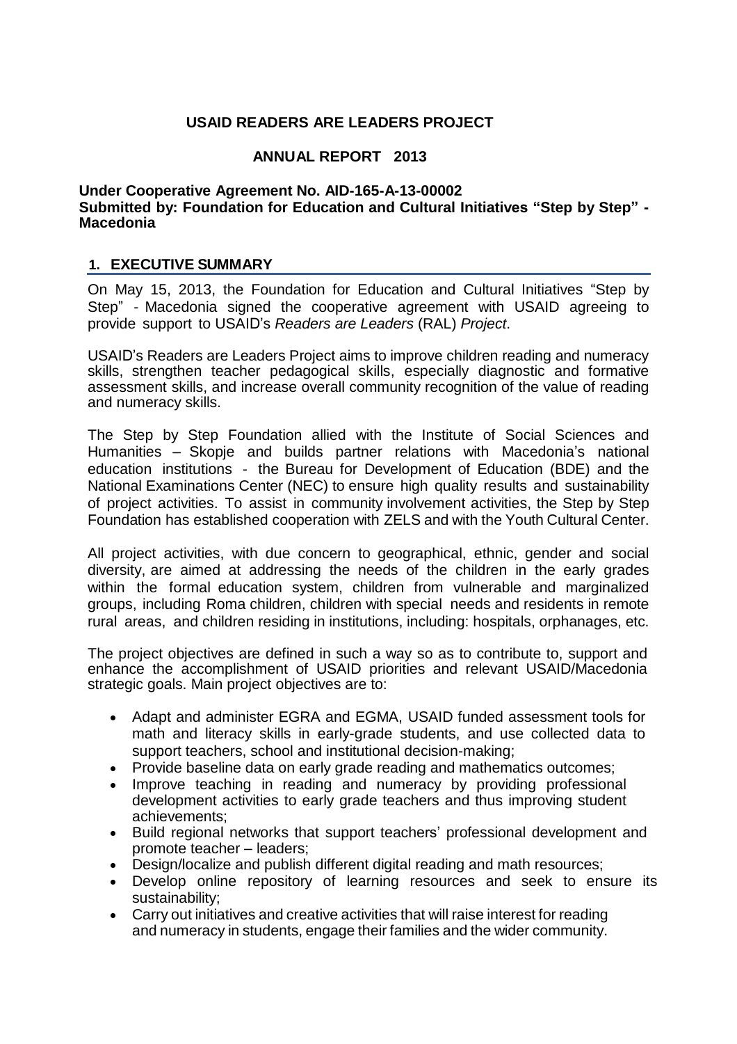# USAID READERS ARE LEADERS PROJECT

## ANNUAL REPORT 2013

**Under Cooperative Agreement No. AID-165-A-13-00002**
**Submitted by: Foundation for Education and Cultural Initiatives "Step by Step" - Macedonia**

## 1. EXECUTIVE SUMMARY

On May 15, 2013, the Foundation for Education and Cultural Initiatives "Step by Step" - Macedonia signed the cooperative agreement with USAID agreeing to provide support to USAID's *Readers are Leaders* (RAL) *Project*.

USAID's Readers are Leaders Project aims to improve children reading and numeracy skills, strengthen teacher pedagogical skills, especially diagnostic and formative assessment skills, and increase overall community recognition of the value of reading and numeracy skills.

The Step by Step Foundation allied with the Institute of Social Sciences and Humanities – Skopje and builds partner relations with Macedonia's national education institutions - the Bureau for Development of Education (BDE) and the National Examinations Center (NEC) to ensure high quality results and sustainability of project activities. To assist in community involvement activities, the Step by Step Foundation has established cooperation with ZELS and with the Youth Cultural Center.

All project activities, with due concern to geographical, ethnic, gender and social diversity, are aimed at addressing the needs of the children in the early grades within the formal education system, children from vulnerable and marginalized groups, including Roma children, children with special needs and residents in remote rural areas, and children residing in institutions, including: hospitals, orphanages, etc.

The project objectives are defined in such a way so as to contribute to, support and enhance the accomplishment of USAID priorities and relevant USAID/Macedonia strategic goals. Main project objectives are to:

- Adapt and administer EGRA and EGMA, USAID funded assessment tools for math and literacy skills in early-grade students, and use collected data to support teachers, school and institutional decision-making;
- Provide baseline data on early grade reading and mathematics outcomes;
- Improve teaching in reading and numeracy by providing professional development activities to early grade teachers and thus improving student achievements;
- Build regional networks that support teachers' professional development and promote teacher – leaders;
- Design/localize and publish different digital reading and math resources;
- Develop online repository of learning resources and seek to ensure its sustainability;
- Carry out initiatives and creative activities that will raise interest for reading and numeracy in students, engage their families and the wider community.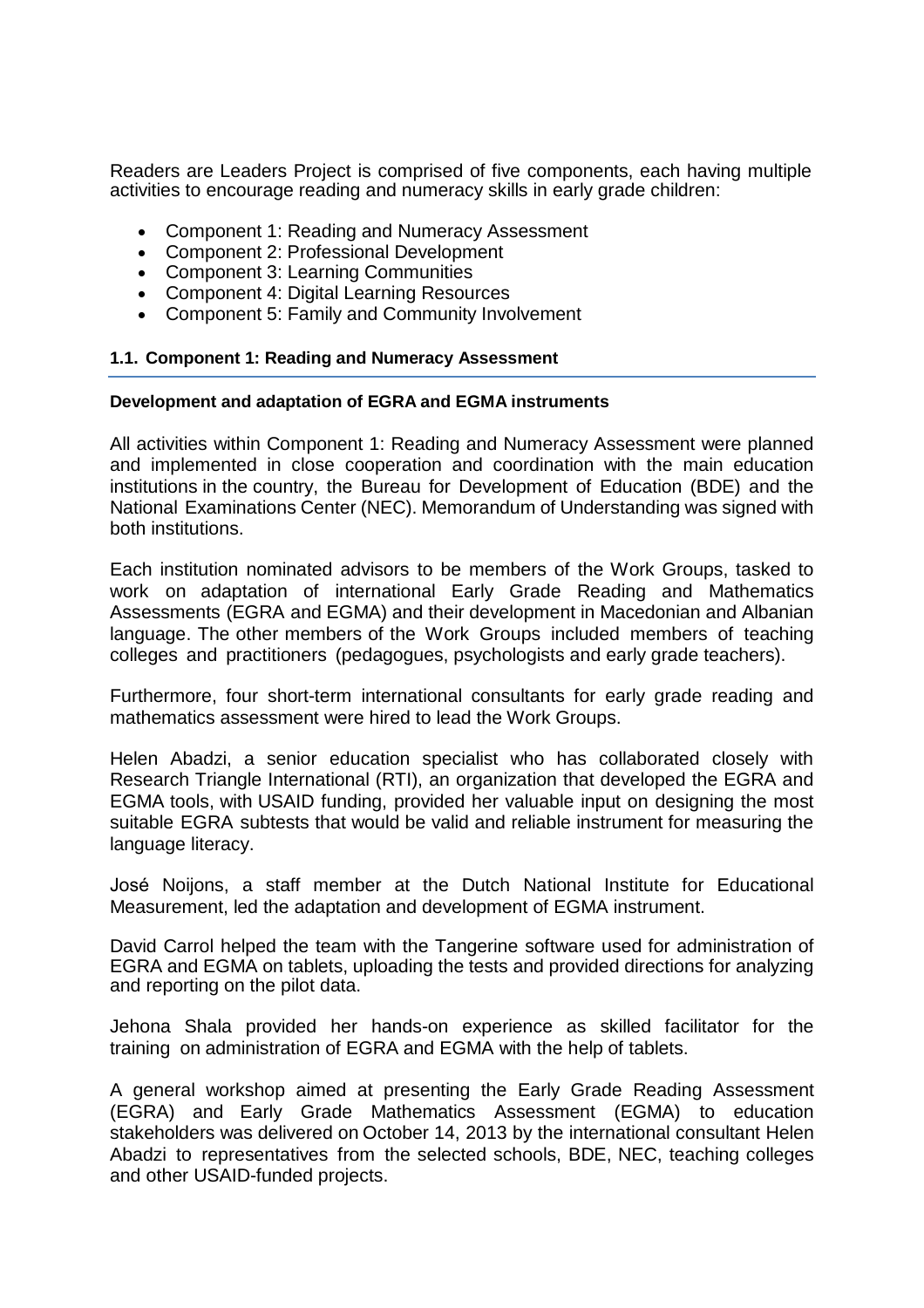Readers are Leaders Project is comprised of five components, each having multiple activities to encourage reading and numeracy skills in early grade children:

- Component 1: Reading and Numeracy Assessment
- Component 2: Professional Development
- Component 3: Learning Communities
- Component 4: Digital Learning Resources
- Component 5: Family and Community Involvement

## 1.1. Component 1: Reading and Numeracy Assessment

**Development and adaptation of EGRA and EGMA instruments**

All activities within Component 1: Reading and Numeracy Assessment were planned and implemented in close cooperation and coordination with the main education institutions in the country, the Bureau for Development of Education (BDE) and the National Examinations Center (NEC). Memorandum of Understanding was signed with both institutions.

Each institution nominated advisors to be members of the Work Groups, tasked to work on adaptation of international Early Grade Reading and Mathematics Assessments (EGRA and EGMA) and their development in Macedonian and Albanian language. The other members of the Work Groups included members of teaching colleges and practitioners (pedagogues, psychologists and early grade teachers).

Furthermore, four short-term international consultants for early grade reading and mathematics assessment were hired to lead the Work Groups.

Helen Abadzi, a senior education specialist who has collaborated closely with Research Triangle International (RTI), an organization that developed the EGRA and EGMA tools, with USAID funding, provided her valuable input on designing the most suitable EGRA subtests that would be valid and reliable instrument for measuring the language literacy.

José Noijons, a staff member at the Dutch National Institute for Educational Measurement, led the adaptation and development of EGMA instrument.

David Carrol helped the team with the Tangerine software used for administration of EGRA and EGMA on tablets, uploading the tests and provided directions for analyzing and reporting on the pilot data.

Jehona Shala provided her hands-on experience as skilled facilitator for the training on administration of EGRA and EGMA with the help of tablets.

A general workshop aimed at presenting the Early Grade Reading Assessment (EGRA) and Early Grade Mathematics Assessment (EGMA) to education stakeholders was delivered on October 14, 2013 by the international consultant Helen Abadzi to representatives from the selected schools, BDE, NEC, teaching colleges and other USAID-funded projects.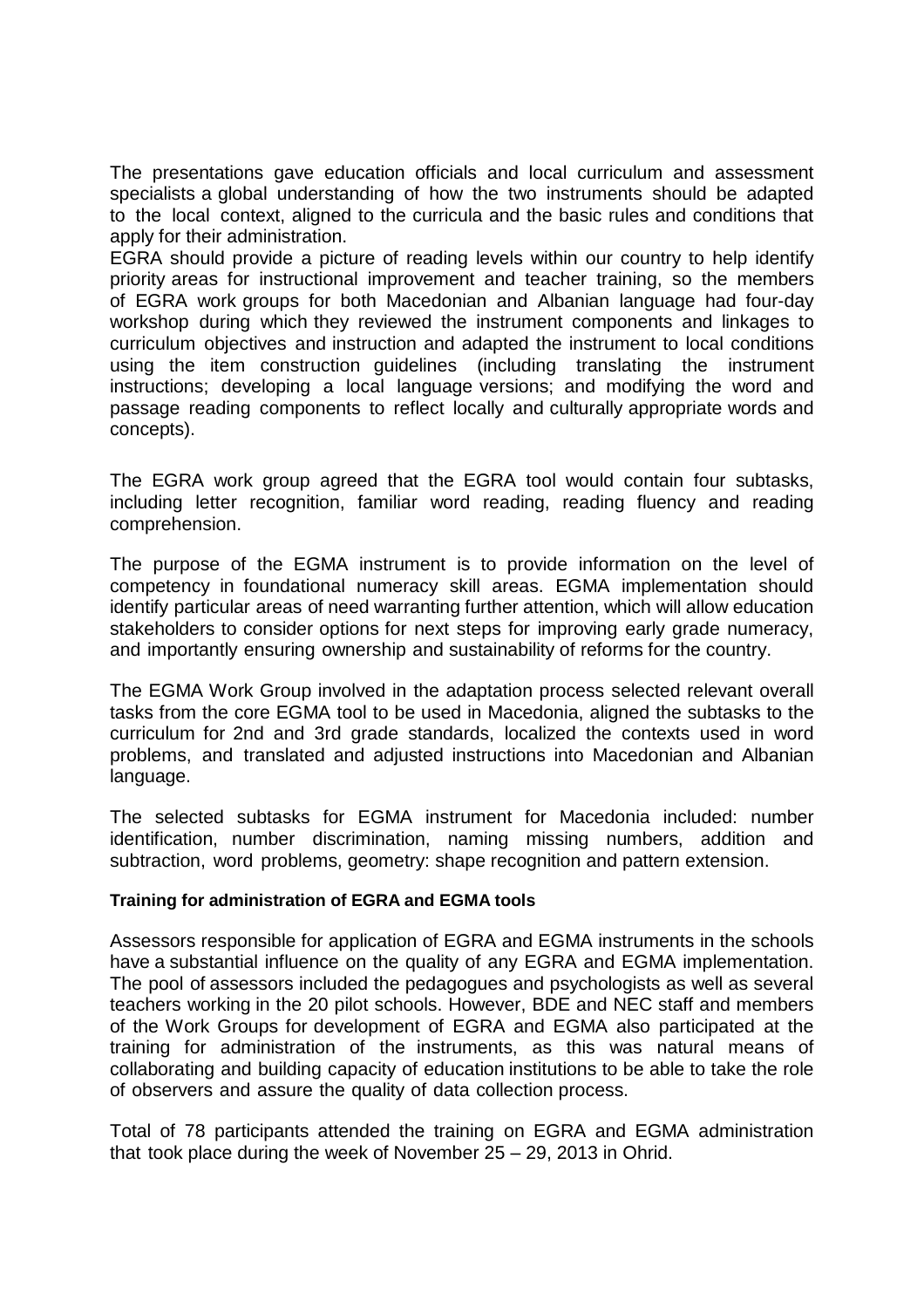The presentations gave education officials and local curriculum and assessment specialists a global understanding of how the two instruments should be adapted to the local context, aligned to the curricula and the basic rules and conditions that apply for their administration.

EGRA should provide a picture of reading levels within our country to help identify priority areas for instructional improvement and teacher training, so the members of EGRA work groups for both Macedonian and Albanian language had four-day workshop during which they reviewed the instrument components and linkages to curriculum objectives and instruction and adapted the instrument to local conditions using the item construction guidelines (including translating the instrument instructions; developing a local language versions; and modifying the word and passage reading components to reflect locally and culturally appropriate words and concepts).

The EGRA work group agreed that the EGRA tool would contain four subtasks, including letter recognition, familiar word reading, reading fluency and reading comprehension.

The purpose of the EGMA instrument is to provide information on the level of competency in foundational numeracy skill areas. EGMA implementation should identify particular areas of need warranting further attention, which will allow education stakeholders to consider options for next steps for improving early grade numeracy, and importantly ensuring ownership and sustainability of reforms for the country.

The EGMA Work Group involved in the adaptation process selected relevant overall tasks from the core EGMA tool to be used in Macedonia, aligned the subtasks to the curriculum for 2nd and 3rd grade standards, localized the contexts used in word problems, and translated and adjusted instructions into Macedonian and Albanian language.

The selected subtasks for EGMA instrument for Macedonia included: number identification, number discrimination, naming missing numbers, addition and subtraction, word problems, geometry: shape recognition and pattern extension.

**Training for administration of EGRA and EGMA tools**

Assessors responsible for application of EGRA and EGMA instruments in the schools have a substantial influence on the quality of any EGRA and EGMA implementation. The pool of assessors included the pedagogues and psychologists as well as several teachers working in the 20 pilot schools. However, BDE and NEC staff and members of the Work Groups for development of EGRA and EGMA also participated at the training for administration of the instruments, as this was natural means of collaborating and building capacity of education institutions to be able to take the role of observers and assure the quality of data collection process.

Total of 78 participants attended the training on EGRA and EGMA administration that took place during the week of November 25 – 29, 2013 in Ohrid.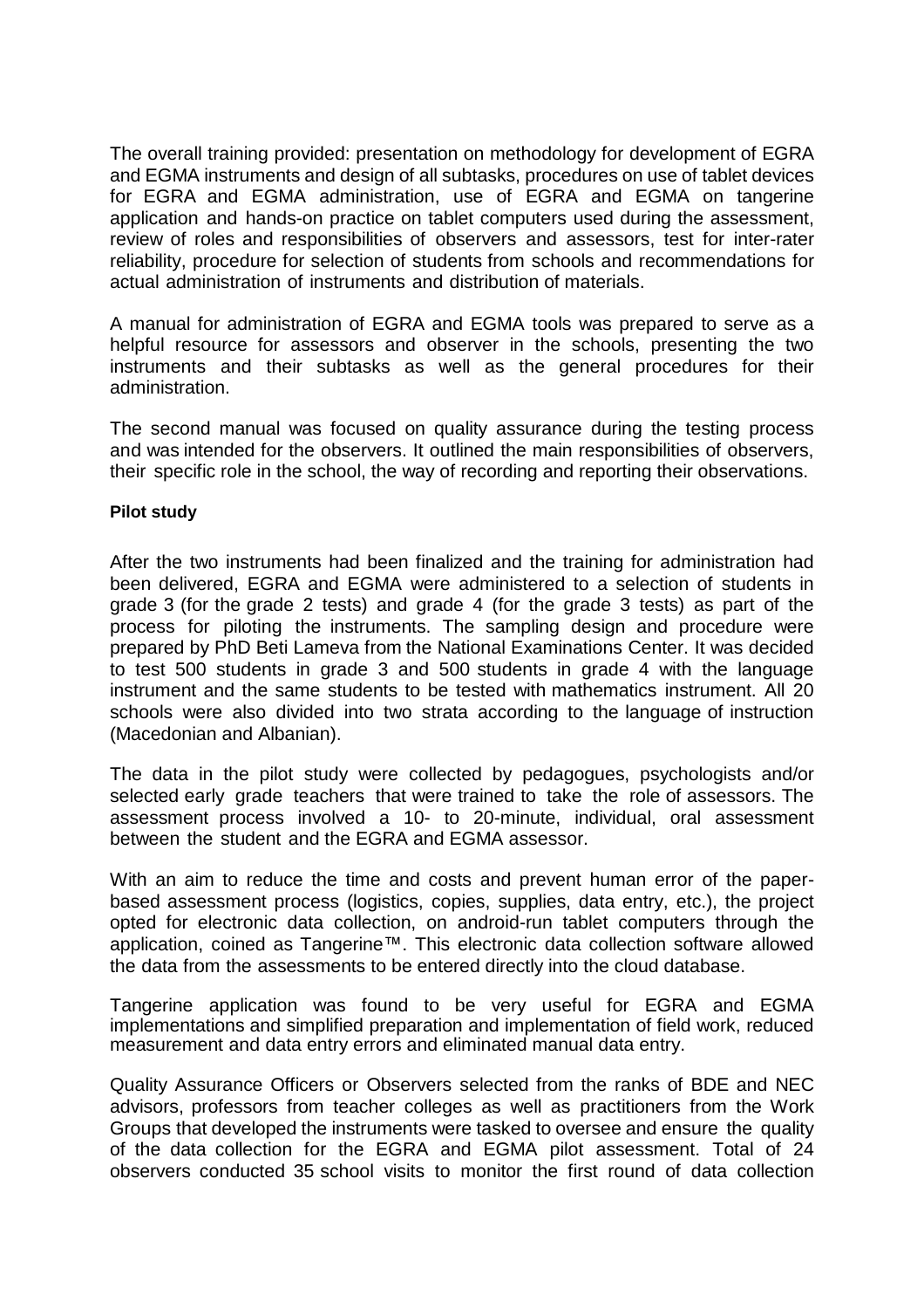The overall training provided: presentation on methodology for development of EGRA and EGMA instruments and design of all subtasks, procedures on use of tablet devices for EGRA and EGMA administration, use of EGRA and EGMA on tangerine application and hands-on practice on tablet computers used during the assessment, review of roles and responsibilities of observers and assessors, test for inter-rater reliability, procedure for selection of students from schools and recommendations for actual administration of instruments and distribution of materials.

A manual for administration of EGRA and EGMA tools was prepared to serve as a helpful resource for assessors and observer in the schools, presenting the two instruments and their subtasks as well as the general procedures for their administration.

The second manual was focused on quality assurance during the testing process and was intended for the observers. It outlined the main responsibilities of observers, their specific role in the school, the way of recording and reporting their observations.

**Pilot study**

After the two instruments had been finalized and the training for administration had been delivered, EGRA and EGMA were administered to a selection of students in grade 3 (for the grade 2 tests) and grade 4 (for the grade 3 tests) as part of the process for piloting the instruments. The sampling design and procedure were prepared by PhD Beti Lameva from the National Examinations Center. It was decided to test 500 students in grade 3 and 500 students in grade 4 with the language instrument and the same students to be tested with mathematics instrument. All 20 schools were also divided into two strata according to the language of instruction (Macedonian and Albanian).

The data in the pilot study were collected by pedagogues, psychologists and/or selected early grade teachers that were trained to take the role of assessors. The assessment process involved a 10- to 20-minute, individual, oral assessment between the student and the EGRA and EGMA assessor.

With an aim to reduce the time and costs and prevent human error of the paper-based assessment process (logistics, copies, supplies, data entry, etc.), the project opted for electronic data collection, on android-run tablet computers through the application, coined as Tangerine™. This electronic data collection software allowed the data from the assessments to be entered directly into the cloud database.

Tangerine application was found to be very useful for EGRA and EGMA implementations and simplified preparation and implementation of field work, reduced measurement and data entry errors and eliminated manual data entry.

Quality Assurance Officers or Observers selected from the ranks of BDE and NEC advisors, professors from teacher colleges as well as practitioners from the Work Groups that developed the instruments were tasked to oversee and ensure the quality of the data collection for the EGRA and EGMA pilot assessment. Total of 24 observers conducted 35 school visits to monitor the first round of data collection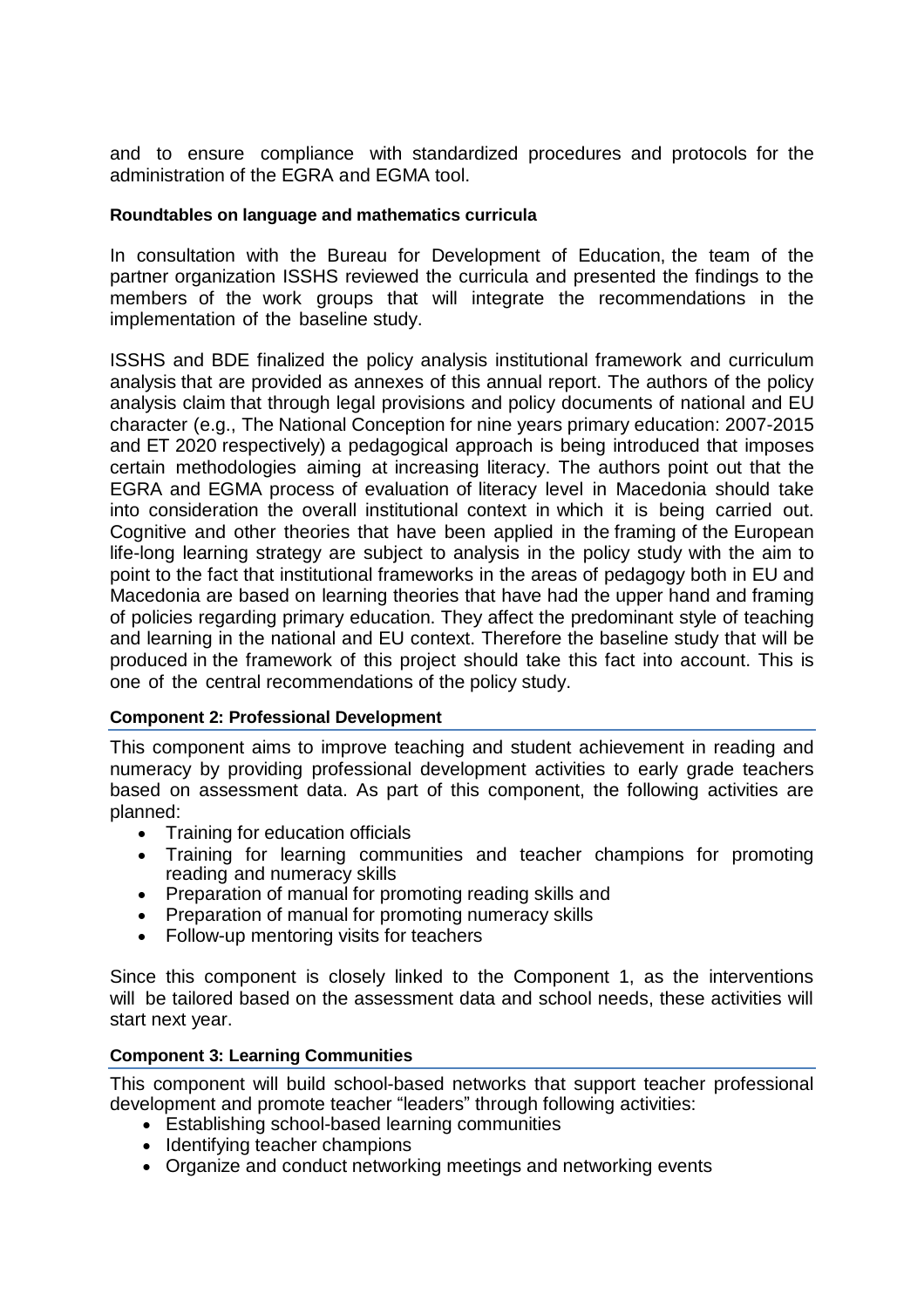and to ensure compliance with standardized procedures and protocols for the administration of the EGRA and EGMA tool.

**Roundtables on language and mathematics curricula**

In consultation with the Bureau for Development of Education, the team of the partner organization ISSHS reviewed the curricula and presented the findings to the members of the work groups that will integrate the recommendations in the implementation of the baseline study.

ISSHS and BDE finalized the policy analysis institutional framework and curriculum analysis that are provided as annexes of this annual report. The authors of the policy analysis claim that through legal provisions and policy documents of national and EU character (e.g., The National Conception for nine years primary education: 2007-2015 and ET 2020 respectively) a pedagogical approach is being introduced that imposes certain methodologies aiming at increasing literacy. The authors point out that the EGRA and EGMA process of evaluation of literacy level in Macedonia should take into consideration the overall institutional context in which it is being carried out. Cognitive and other theories that have been applied in the framing of the European life-long learning strategy are subject to analysis in the policy study with the aim to point to the fact that institutional frameworks in the areas of pedagogy both in EU and Macedonia are based on learning theories that have had the upper hand and framing of policies regarding primary education. They affect the predominant style of teaching and learning in the national and EU context. Therefore the baseline study that will be produced in the framework of this project should take this fact into account. This is one of the central recommendations of the policy study.

### Component 2: Professional Development

This component aims to improve teaching and student achievement in reading and numeracy by providing professional development activities to early grade teachers based on assessment data. As part of this component, the following activities are planned:

- Training for education officials
- Training for learning communities and teacher champions for promoting reading and numeracy skills
- Preparation of manual for promoting reading skills and
- Preparation of manual for promoting numeracy skills
- Follow-up mentoring visits for teachers

Since this component is closely linked to the Component 1, as the interventions will be tailored based on the assessment data and school needs, these activities will start next year.

### Component 3: Learning Communities

This component will build school-based networks that support teacher professional development and promote teacher “leaders” through following activities:

- Establishing school-based learning communities
- Identifying teacher champions
- Organize and conduct networking meetings and networking events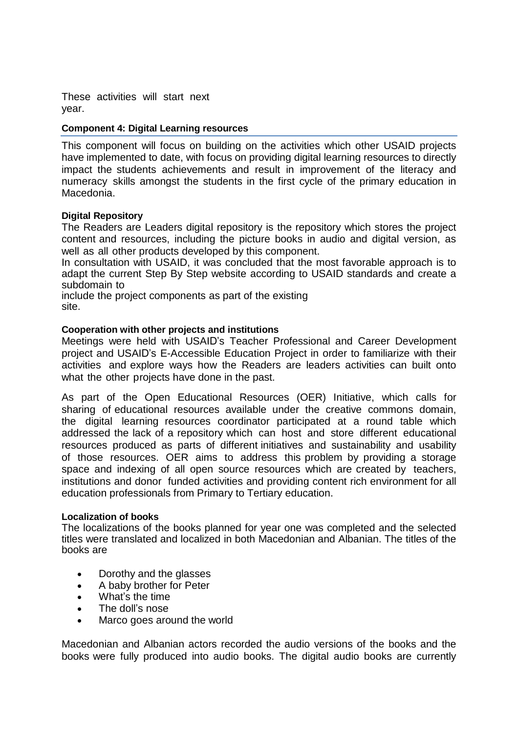These activities will start next year.

#### Component 4: Digital Learning resources

This component will focus on building on the activities which other USAID projects have implemented to date, with focus on providing digital learning resources to directly impact the students achievements and result in improvement of the literacy and numeracy skills amongst the students in the first cycle of the primary education in Macedonia.

**Digital Repository**

The Readers are Leaders digital repository is the repository which stores the project content and resources, including the picture books in audio and digital version, as well as all other products developed by this component.

In consultation with USAID, it was concluded that the most favorable approach is to adapt the current Step By Step website according to USAID standards and create a subdomain to include the project components as part of the existing site.

**Cooperation with other projects and institutions**

Meetings were held with USAID's Teacher Professional and Career Development project and USAID's E-Accessible Education Project in order to familiarize with their activities and explore ways how the Readers are leaders activities can built onto what the other projects have done in the past.

As part of the Open Educational Resources (OER) Initiative, which calls for sharing of educational resources available under the creative commons domain, the digital learning resources coordinator participated at a round table which addressed the lack of a repository which can host and store different educational resources produced as parts of different initiatives and sustainability and usability of those resources. OER aims to address this problem by providing a storage space and indexing of all open source resources which are created by teachers, institutions and donor funded activities and providing content rich environment for all education professionals from Primary to Tertiary education.

**Localization of books**

The localizations of the books planned for year one was completed and the selected titles were translated and localized in both Macedonian and Albanian. The titles of the books are

- Dorothy and the glasses
- A baby brother for Peter
- What's the time
- The doll's nose
- Marco goes around the world

Macedonian and Albanian actors recorded the audio versions of the books and the books were fully produced into audio books. The digital audio books are currently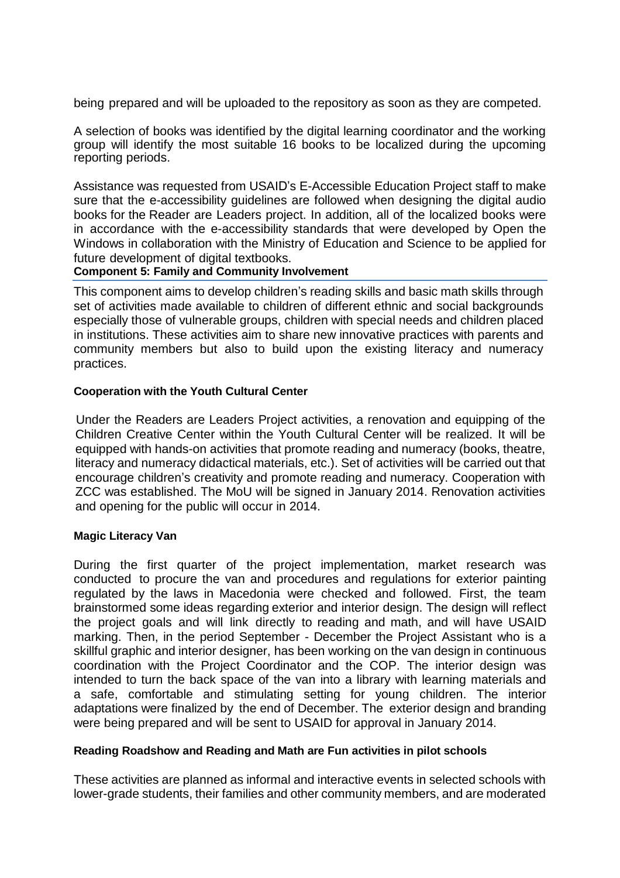being prepared and will be uploaded to the repository as soon as they are competed.

A selection of books was identified by the digital learning coordinator and the working group will identify the most suitable 16 books to be localized during the upcoming reporting periods.

Assistance was requested from USAID's E-Accessible Education Project staff to make sure that the e-accessibility guidelines are followed when designing the digital audio books for the Reader are Leaders project. In addition, all of the localized books were in accordance with the e-accessibility standards that were developed by Open the Windows in collaboration with the Ministry of Education and Science to be applied for future development of digital textbooks.

## Component 5: Family and Community Involvement

This component aims to develop children's reading skills and basic math skills through set of activities made available to children of different ethnic and social backgrounds especially those of vulnerable groups, children with special needs and children placed in institutions. These activities aim to share new innovative practices with parents and community members but also to build upon the existing literacy and numeracy practices.

### Cooperation with the Youth Cultural Center

Under the Readers are Leaders Project activities, a renovation and equipping of the Children Creative Center within the Youth Cultural Center will be realized. It will be equipped with hands-on activities that promote reading and numeracy (books, theatre, literacy and numeracy didactical materials, etc.). Set of activities will be carried out that encourage children's creativity and promote reading and numeracy. Cooperation with ZCC was established. The MoU will be signed in January 2014. Renovation activities and opening for the public will occur in 2014.

### Magic Literacy Van

During the first quarter of the project implementation, market research was conducted to procure the van and procedures and regulations for exterior painting regulated by the laws in Macedonia were checked and followed. First, the team brainstormed some ideas regarding exterior and interior design. The design will reflect the project goals and will link directly to reading and math, and will have USAID marking. Then, in the period September - December the Project Assistant who is a skillful graphic and interior designer, has been working on the van design in continuous coordination with the Project Coordinator and the COP. The interior design was intended to turn the back space of the van into a library with learning materials and a safe, comfortable and stimulating setting for young children. The interior adaptations were finalized by the end of December. The exterior design and branding were being prepared and will be sent to USAID for approval in January 2014.

### Reading Roadshow and Reading and Math are Fun activities in pilot schools

These activities are planned as informal and interactive events in selected schools with lower-grade students, their families and other community members, and are moderated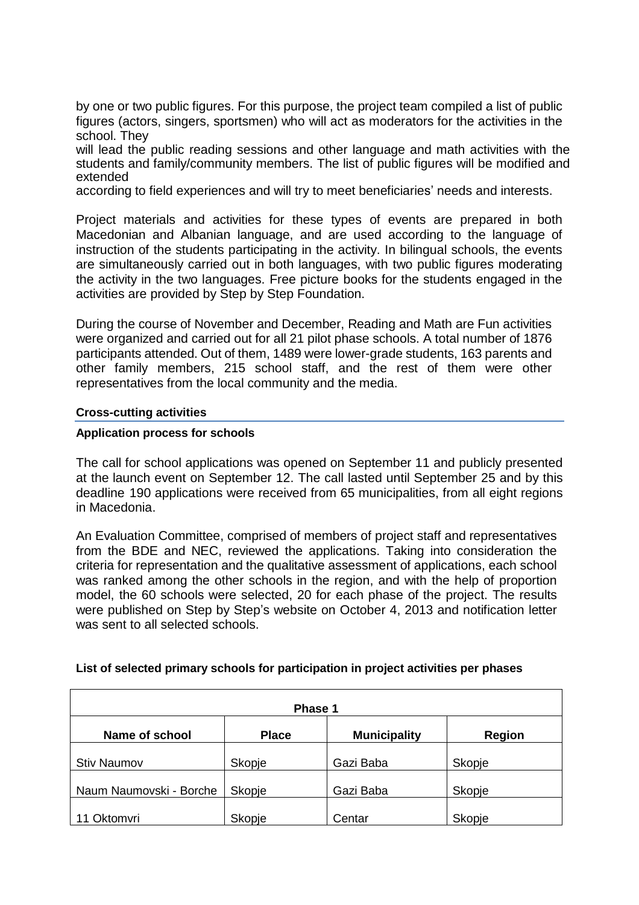by one or two public figures. For this purpose, the project team compiled a list of public figures (actors, singers, sportsmen) who will act as moderators for the activities in the school. They will lead the public reading sessions and other language and math activities with the students and family/community members. The list of public figures will be modified and extended according to field experiences and will try to meet beneficiaries' needs and interests.

Project materials and activities for these types of events are prepared in both Macedonian and Albanian language, and are used according to the language of instruction of the students participating in the activity. In bilingual schools, the events are simultaneously carried out in both languages, with two public figures moderating the activity in the two languages. Free picture books for the students engaged in the activities are provided by Step by Step Foundation.

During the course of November and December, Reading and Math are Fun activities were organized and carried out for all 21 pilot phase schools. A total number of 1876 participants attended. Out of them, 1489 were lower-grade students, 163 parents and other family members, 215 school staff, and the rest of them were other representatives from the local community and the media.

### Cross-cutting activities

**Application process for schools**

The call for school applications was opened on September 11 and publicly presented at the launch event on September 12. The call lasted until September 25 and by this deadline 190 applications were received from 65 municipalities, from all eight regions in Macedonia.

An Evaluation Committee, comprised of members of project staff and representatives from the BDE and NEC, reviewed the applications. Taking into consideration the criteria for representation and the qualitative assessment of applications, each school was ranked among the other schools in the region, and with the help of proportion model, the 60 schools were selected, 20 for each phase of the project. The results were published on Step by Step's website on October 4, 2013 and notification letter was sent to all selected schools.

**List of selected primary schools for participation in project activities per phases**

| Phase 1 | | | |
|---|---|---|---|
| **Name of school** | **Place** | **Municipality** | **Region** |
| Stiv Naumov | Skopje | Gazi Baba | Skopje |
| Naum Naumovski - Borche | Skopje | Gazi Baba | Skopje |
| 11 Oktomvri | Skopje | Centar | Skopje |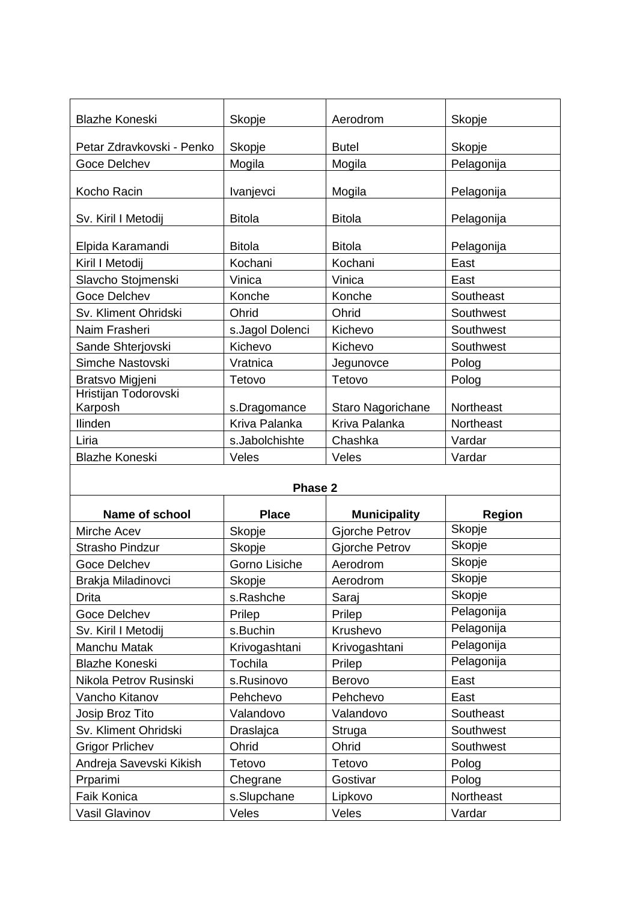| | | | |
|---|---|---|---|
| Blazhe Koneski | Skopje | Aerodrom | Skopje |
| Petar Zdravkovski - Penko | Skopje | Butel | Skopje |
| Goce Delchev | Mogila | Mogila | Pelagonija |
| Kocho Racin | Ivanjevci | Mogila | Pelagonija |
| Sv. Kiril I Metodij | Bitola | Bitola | Pelagonija |
| Elpida Karamandi | Bitola | Bitola | Pelagonija |
| Kiril I Metodij | Kochani | Kochani | East |
| Slavcho Stojmenski | Vinica | Vinica | East |
| Goce Delchev | Konche | Konche | Southeast |
| Sv. Kliment Ohridski | Ohrid | Ohrid | Southwest |
| Naim Frasheri | s.Jagol Dolenci | Kichevo | Southwest |
| Sande Shterjovski | Kichevo | Kichevo | Southwest |
| Simche Nastovski | Vratnica | Jegunovce | Polog |
| Bratsvo Migjeni | Tetovo | Tetovo | Polog |
| Hristijan Todorovski Karposh | s.Dragomance | Staro Nagorichane | Northeast |
| Ilinden | Kriva Palanka | Kriva Palanka | Northeast |
| Liria | s.Jabolchishte | Chashka | Vardar |
| Blazhe Koneski | Veles | Veles | Vardar |
| **Phase 2** | | | |
| **Name of school** | **Place** | **Municipality** | **Region** |
| Mirche Acev | Skopje | Gjorche Petrov | Skopje |
| Strasho Pindzur | Skopje | Gjorche Petrov | Skopje |
| Goce Delchev | Gorno Lisiche | Aerodrom | Skopje |
| Brakja Miladinovci | Skopje | Aerodrom | Skopje |
| Drita | s.Rashche | Saraj | Skopje |
| Goce Delchev | Prilep | Prilep | Pelagonija |
| Sv. Kiril I Metodij | s.Buchin | Krushevo | Pelagonija |
| Manchu Matak | Krivogashtani | Krivogashtani | Pelagonija |
| Blazhe Koneski | Tochila | Prilep | Pelagonija |
| Nikola Petrov Rusinski | s.Rusinovo | Berovo | East |
| Vancho Kitanov | Pehchevo | Pehchevo | East |
| Josip Broz Tito | Valandovo | Valandovo | Southeast |
| Sv. Kliment Ohridski | Draslajca | Struga | Southwest |
| Grigor Prlichev | Ohrid | Ohrid | Southwest |
| Andreja Savevski Kikish | Tetovo | Tetovo | Polog |
| Prparimi | Chegrane | Gostivar | Polog |
| Faik Konica | s.Slupchane | Lipkovo | Northeast |
| Vasil Glavinov | Veles | Veles | Vardar |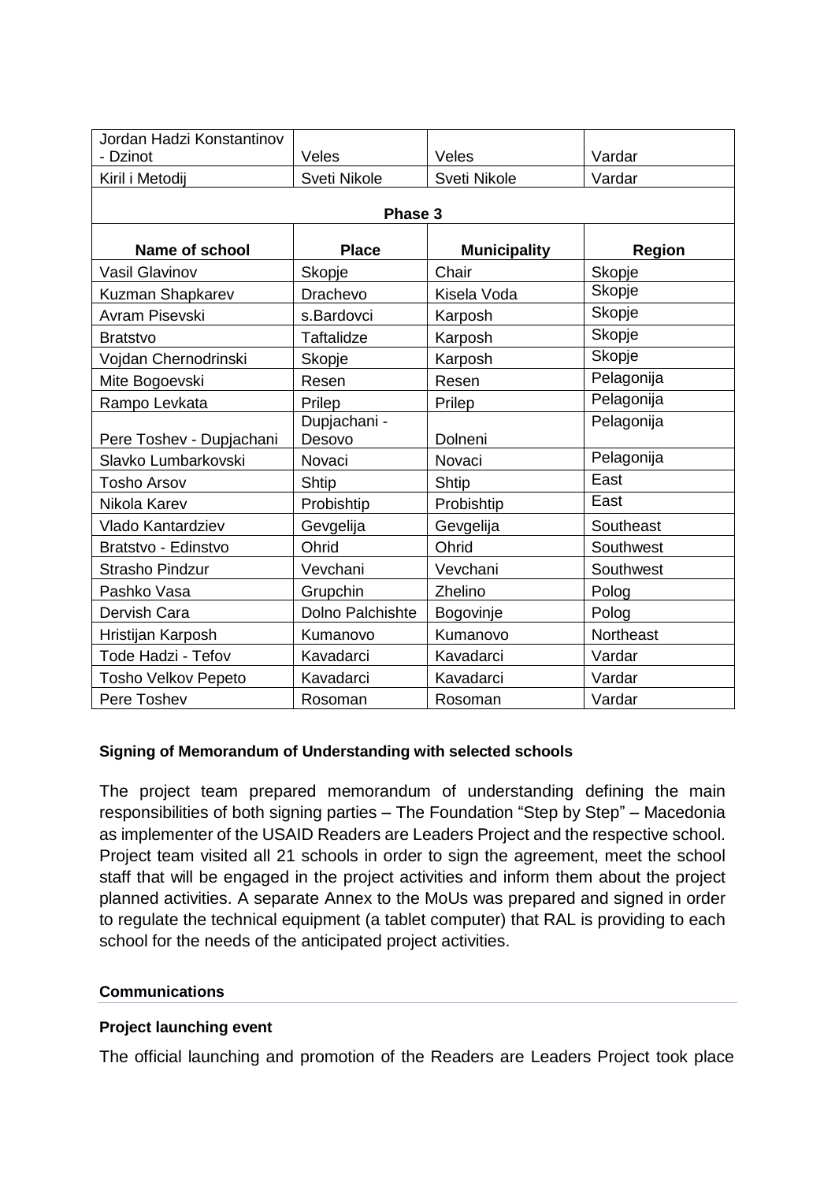| Jordan Hadzi Konstantinov - Dzinot | Veles | Veles | Vardar |
|---|---|---|---|
| Kiril i Metodij | Sveti Nikole | Sveti Nikole | Vardar |
| **Phase 3** | | | |
| **Name of school** | **Place** | **Municipality** | **Region** |
| Vasil Glavinov | Skopje | Chair | Skopje |
| Kuzman Shapkarev | Drachevo | Kisela Voda | Skopje |
| Avram Pisevski | s.Bardovci | Karposh | Skopje |
| Bratstvo | Taftalidze | Karposh | Skopje |
| Vojdan Chernodrinski | Skopje | Karposh | Skopje |
| Mite Bogoevski | Resen | Resen | Pelagonija |
| Rampo Levkata | Prilep | Prilep | Pelagonija |
| Pere Toshev - Dupjachani | Dupjachani - Desovo | Dolneni | Pelagonija |
| Slavko Lumbarkovski | Novaci | Novaci | Pelagonija |
| Tosho Arsov | Shtip | Shtip | East |
| Nikola Karev | Probishtip | Probishtip | East |
| Vlado Kantardziev | Gevgelija | Gevgelija | Southeast |
| Bratstvo - Edinstvo | Ohrid | Ohrid | Southwest |
| Strasho Pindzur | Vevchani | Vevchani | Southwest |
| Pashko Vasa | Grupchin | Zhelino | Polog |
| Dervish Cara | Dolno Palchishte | Bogovinje | Polog |
| Hristijan Karposh | Kumanovo | Kumanovo | Northeast |
| Tode Hadzi - Tefov | Kavadarci | Kavadarci | Vardar |
| Tosho Velkov Pepeto | Kavadarci | Kavadarci | Vardar |
| Pere Toshev | Rosoman | Rosoman | Vardar |

**Signing of Memorandum of Understanding with selected schools**

The project team prepared memorandum of understanding defining the main responsibilities of both signing parties – The Foundation "Step by Step" – Macedonia as implementer of the USAID Readers are Leaders Project and the respective school. Project team visited all 21 schools in order to sign the agreement, meet the school staff that will be engaged in the project activities and inform them about the project planned activities. A separate Annex to the MoUs was prepared and signed in order to regulate the technical equipment (a tablet computer) that RAL is providing to each school for the needs of the anticipated project activities.

## Communications

**Project launching event**

The official launching and promotion of the Readers are Leaders Project took place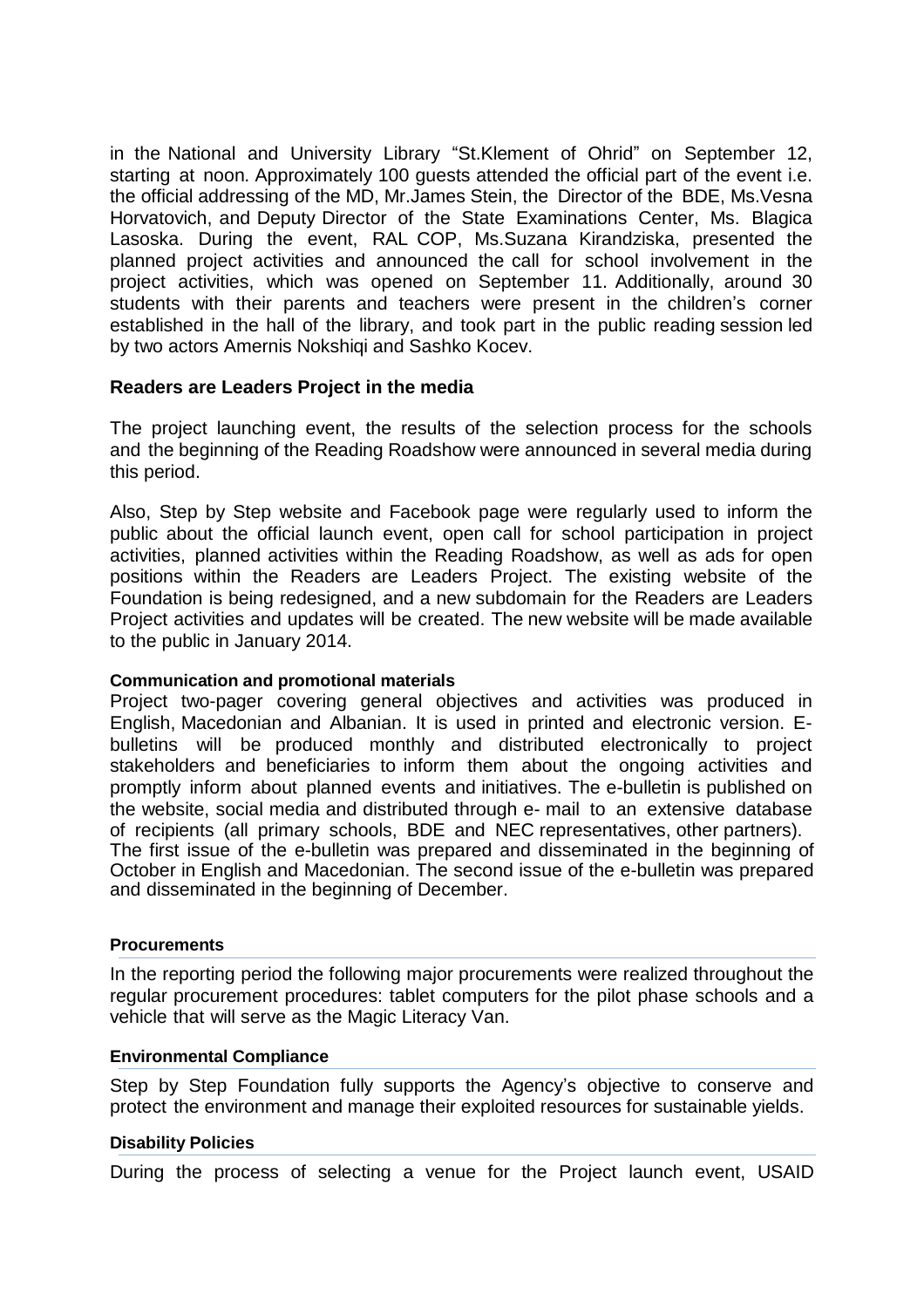in the National and University Library “St.Klement of Ohrid” on September 12, starting at noon. Approximately 100 guests attended the official part of the event i.e. the official addressing of the MD, Mr.James Stein, the Director of the BDE, Ms.Vesna Horvatovich, and Deputy Director of the State Examinations Center, Ms. Blagica Lasoska. During the event, RAL COP, Ms.Suzana Kirandziska, presented the planned project activities and announced the call for school involvement in the project activities, which was opened on September 11. Additionally, around 30 students with their parents and teachers were present in the children’s corner established in the hall of the library, and took part in the public reading session led by two actors Amernis Nokshiqi and Sashko Kocev.

### Readers are Leaders Project in the media

The project launching event, the results of the selection process for the schools and the beginning of the Reading Roadshow were announced in several media during this period.

Also, Step by Step website and Facebook page were regularly used to inform the public about the official launch event, open call for school participation in project activities, planned activities within the Reading Roadshow, as well as ads for open positions within the Readers are Leaders Project. The existing website of the Foundation is being redesigned, and a new subdomain for the Readers are Leaders Project activities and updates will be created. The new website will be made available to the public in January 2014.

#### Communication and promotional materials

Project two-pager covering general objectives and activities was produced in English, Macedonian and Albanian. It is used in printed and electronic version. E-bulletins will be produced monthly and distributed electronically to project stakeholders and beneficiaries to inform them about the ongoing activities and promptly inform about planned events and initiatives. The e-bulletin is published on the website, social media and distributed through e- mail to an extensive database of recipients (all primary schools, BDE and NEC representatives, other partners). The first issue of the e-bulletin was prepared and disseminated in the beginning of October in English and Macedonian. The second issue of the e-bulletin was prepared and disseminated in the beginning of December.

#### Procurements

In the reporting period the following major procurements were realized throughout the regular procurement procedures: tablet computers for the pilot phase schools and a vehicle that will serve as the Magic Literacy Van.

#### Environmental Compliance

Step by Step Foundation fully supports the Agency’s objective to conserve and protect the environment and manage their exploited resources for sustainable yields.

#### Disability Policies

During the process of selecting a venue for the Project launch event, USAID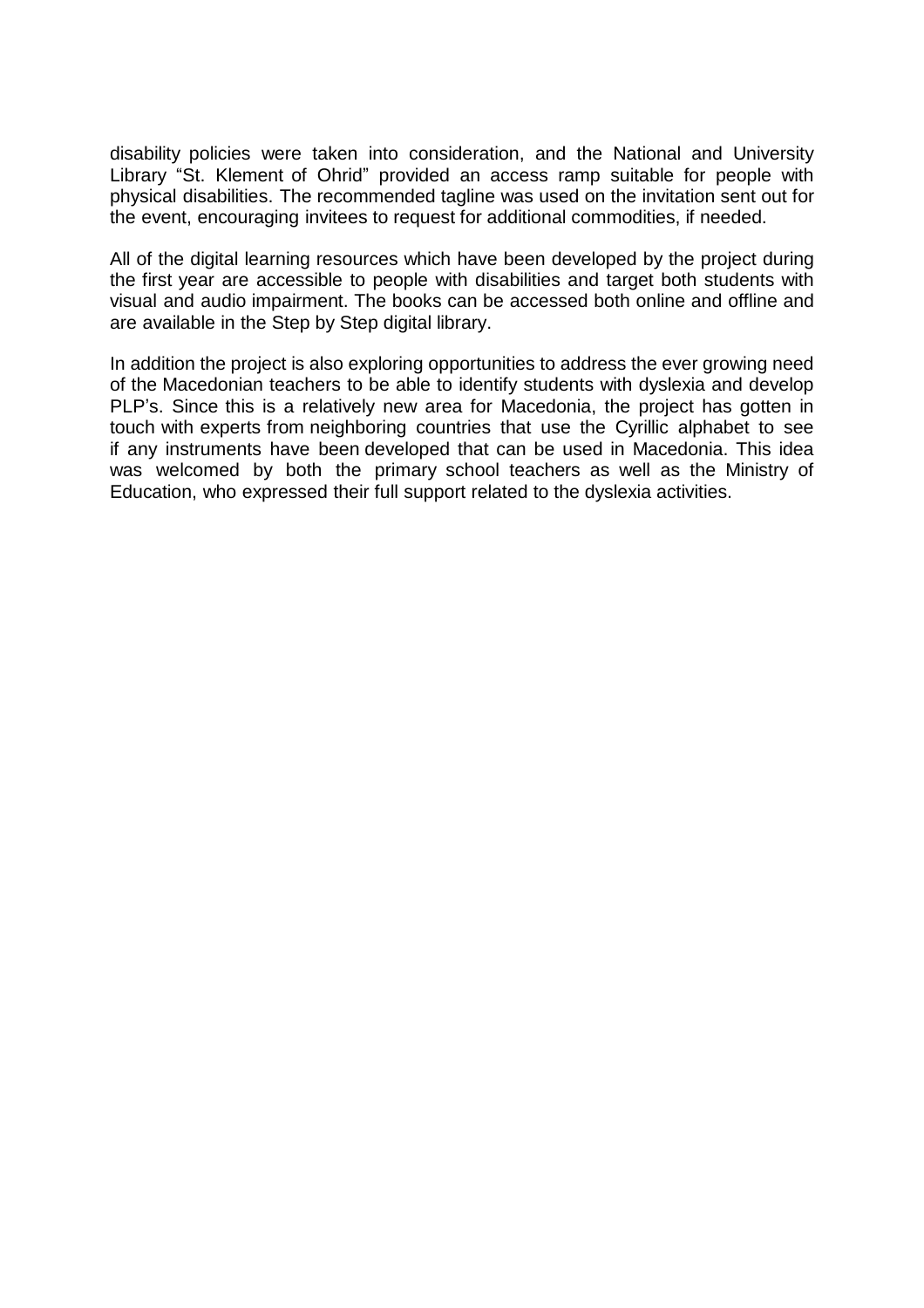disability policies were taken into consideration, and the National and University Library "St. Klement of Ohrid" provided an access ramp suitable for people with physical disabilities. The recommended tagline was used on the invitation sent out for the event, encouraging invitees to request for additional commodities, if needed.

All of the digital learning resources which have been developed by the project during the first year are accessible to people with disabilities and target both students with visual and audio impairment. The books can be accessed both online and offline and are available in the Step by Step digital library.

In addition the project is also exploring opportunities to address the ever growing need of the Macedonian teachers to be able to identify students with dyslexia and develop PLP's. Since this is a relatively new area for Macedonia, the project has gotten in touch with experts from neighboring countries that use the Cyrillic alphabet to see if any instruments have been developed that can be used in Macedonia. This idea was welcomed by both the primary school teachers as well as the Ministry of Education, who expressed their full support related to the dyslexia activities.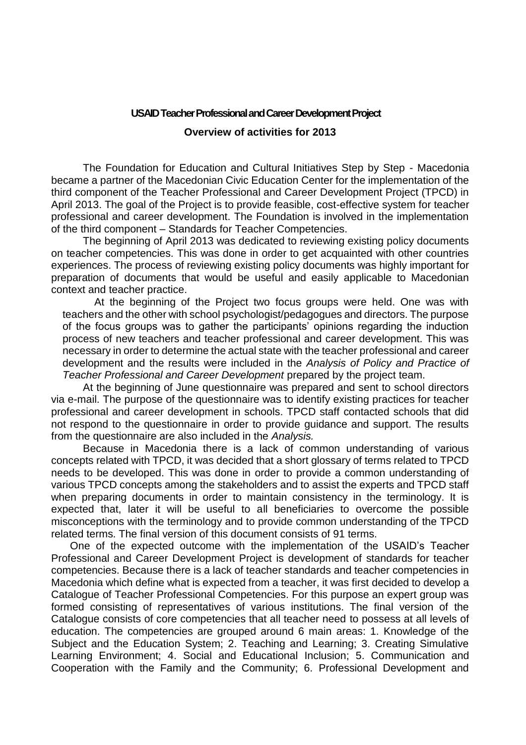**USAID Teacher Professional and Career Development Project**

**Overview of activities for 2013**

The Foundation for Education and Cultural Initiatives Step by Step - Macedonia became a partner of the Macedonian Civic Education Center for the implementation of the third component of the Teacher Professional and Career Development Project (TPCD) in April 2013. The goal of the Project is to provide feasible, cost-effective system for teacher professional and career development. The Foundation is involved in the implementation of the third component – Standards for Teacher Competencies.

The beginning of April 2013 was dedicated to reviewing existing policy documents on teacher competencies. This was done in order to get acquainted with other countries experiences. The process of reviewing existing policy documents was highly important for preparation of documents that would be useful and easily applicable to Macedonian context and teacher practice.

At the beginning of the Project two focus groups were held. One was with teachers and the other with school psychologist/pedagogues and directors. The purpose of the focus groups was to gather the participants' opinions regarding the induction process of new teachers and teacher professional and career development. This was necessary in order to determine the actual state with the teacher professional and career development and the results were included in the *Analysis of Policy and Practice of Teacher Professional and Career Development* prepared by the project team.

At the beginning of June questionnaire was prepared and sent to school directors via e-mail. The purpose of the questionnaire was to identify existing practices for teacher professional and career development in schools. TPCD staff contacted schools that did not respond to the questionnaire in order to provide guidance and support. The results from the questionnaire are also included in the *Analysis.*

Because in Macedonia there is a lack of common understanding of various concepts related with TPCD, it was decided that a short glossary of terms related to TPCD needs to be developed. This was done in order to provide a common understanding of various TPCD concepts among the stakeholders and to assist the experts and TPCD staff when preparing documents in order to maintain consistency in the terminology. It is expected that, later it will be useful to all beneficiaries to overcome the possible misconceptions with the terminology and to provide common understanding of the TPCD related terms. The final version of this document consists of 91 terms.

One of the expected outcome with the implementation of the USAID's Teacher Professional and Career Development Project is development of standards for teacher competencies. Because there is a lack of teacher standards and teacher competencies in Macedonia which define what is expected from a teacher, it was first decided to develop a Catalogue of Teacher Professional Competencies. For this purpose an expert group was formed consisting of representatives of various institutions. The final version of the Catalogue consists of core competencies that all teacher need to possess at all levels of education. The competencies are grouped around 6 main areas: 1. Knowledge of the Subject and the Education System; 2. Teaching and Learning; 3. Creating Simulative Learning Environment; 4. Social and Educational Inclusion; 5. Communication and Cooperation with the Family and the Community; 6. Professional Development and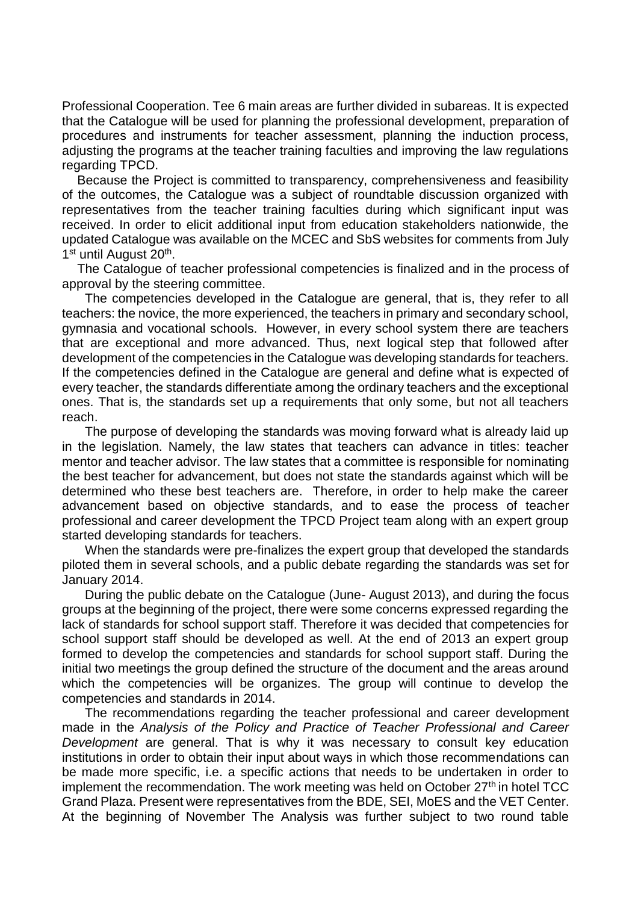Professional Cooperation. Tee 6 main areas are further divided in subareas. It is expected that the Catalogue will be used for planning the professional development, preparation of procedures and instruments for teacher assessment, planning the induction process, adjusting the programs at the teacher training faculties and improving the law regulations regarding TPCD.

Because the Project is committed to transparency, comprehensiveness and feasibility of the outcomes, the Catalogue was a subject of roundtable discussion organized with representatives from the teacher training faculties during which significant input was received. In order to elicit additional input from education stakeholders nationwide, the updated Catalogue was available on the MCEC and SbS websites for comments from July 1st until August 20th.

The Catalogue of teacher professional competencies is finalized and in the process of approval by the steering committee.

The competencies developed in the Catalogue are general, that is, they refer to all teachers: the novice, the more experienced, the teachers in primary and secondary school, gymnasia and vocational schools. However, in every school system there are teachers that are exceptional and more advanced. Thus, next logical step that followed after development of the competencies in the Catalogue was developing standards for teachers. If the competencies defined in the Catalogue are general and define what is expected of every teacher, the standards differentiate among the ordinary teachers and the exceptional ones. That is, the standards set up a requirements that only some, but not all teachers reach.

The purpose of developing the standards was moving forward what is already laid up in the legislation. Namely, the law states that teachers can advance in titles: teacher mentor and teacher advisor. The law states that a committee is responsible for nominating the best teacher for advancement, but does not state the standards against which will be determined who these best teachers are. Therefore, in order to help make the career advancement based on objective standards, and to ease the process of teacher professional and career development the TPCD Project team along with an expert group started developing standards for teachers.

When the standards were pre-finalizes the expert group that developed the standards piloted them in several schools, and a public debate regarding the standards was set for January 2014.

During the public debate on the Catalogue (June- August 2013), and during the focus groups at the beginning of the project, there were some concerns expressed regarding the lack of standards for school support staff. Therefore it was decided that competencies for school support staff should be developed as well. At the end of 2013 an expert group formed to develop the competencies and standards for school support staff. During the initial two meetings the group defined the structure of the document and the areas around which the competencies will be organizes. The group will continue to develop the competencies and standards in 2014.

The recommendations regarding the teacher professional and career development made in the *Analysis of the Policy and Practice of Teacher Professional and Career Development* are general. That is why it was necessary to consult key education institutions in order to obtain their input about ways in which those recommendations can be made more specific, i.e. a specific actions that needs to be undertaken in order to implement the recommendation. The work meeting was held on October 27th in hotel TCC Grand Plaza. Present were representatives from the BDE, SEI, MoES and the VET Center. At the beginning of November The Analysis was further subject to two round table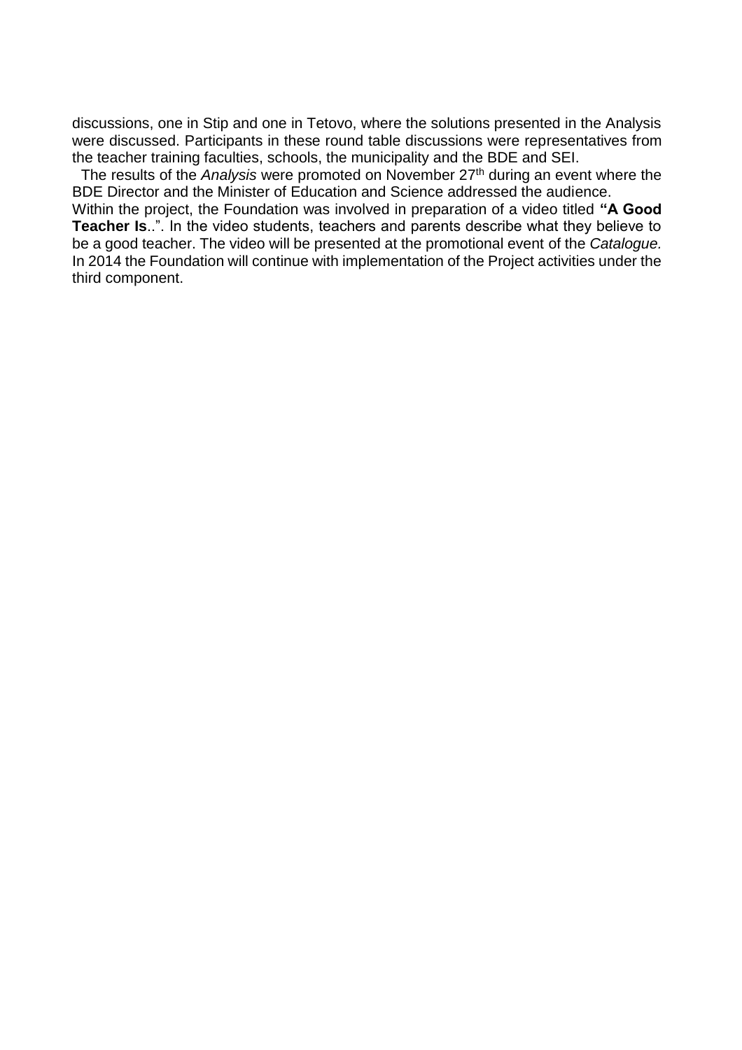discussions, one in Stip and one in Tetovo, where the solutions presented in the Analysis were discussed. Participants in these round table discussions were representatives from the teacher training faculties, schools, the municipality and the BDE and SEI.

The results of the *Analysis* were promoted on November 27th during an event where the BDE Director and the Minister of Education and Science addressed the audience.

Within the project, the Foundation was involved in preparation of a video titled **"A Good Teacher Is**..". In the video students, teachers and parents describe what they believe to be a good teacher. The video will be presented at the promotional event of the *Catalogue.* In 2014 the Foundation will continue with implementation of the Project activities under the third component.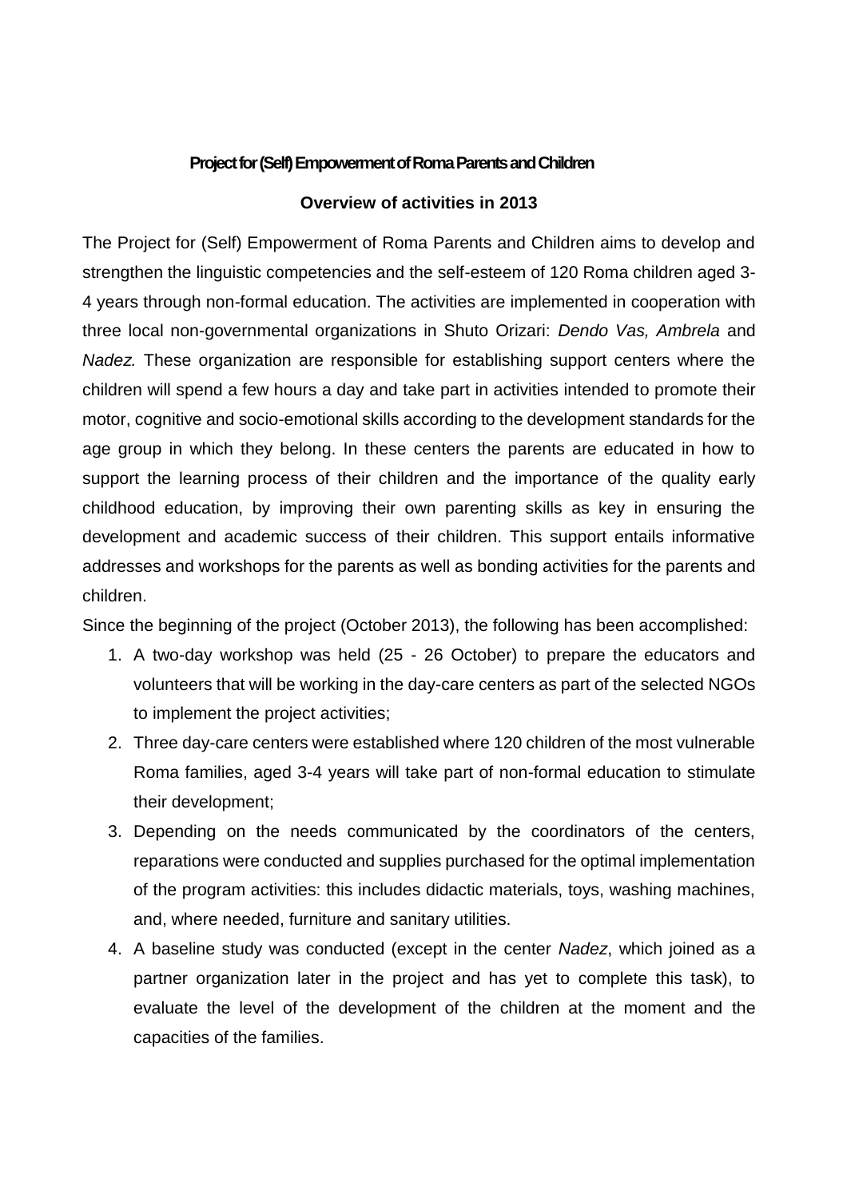**Project for (Self) Empowerment of Roma Parents and Children**

**Overview of activities in 2013**

The Project for (Self) Empowerment of Roma Parents and Children aims to develop and strengthen the linguistic competencies and the self-esteem of 120 Roma children aged 3-4 years through non-formal education. The activities are implemented in cooperation with three local non-governmental organizations in Shuto Orizari: *Dendo Vas, Ambrela* and *Nadez.* These organization are responsible for establishing support centers where the children will spend a few hours a day and take part in activities intended to promote their motor, cognitive and socio-emotional skills according to the development standards for the age group in which they belong. In these centers the parents are educated in how to support the learning process of their children and the importance of the quality early childhood education, by improving their own parenting skills as key in ensuring the development and academic success of their children. This support entails informative addresses and workshops for the parents as well as bonding activities for the parents and children.

Since the beginning of the project (October 2013), the following has been accomplished:

1. A two-day workshop was held (25 - 26 October) to prepare the educators and volunteers that will be working in the day-care centers as part of the selected NGOs to implement the project activities;
2. Three day-care centers were established where 120 children of the most vulnerable Roma families, aged 3-4 years will take part of non-formal education to stimulate their development;
3. Depending on the needs communicated by the coordinators of the centers, reparations were conducted and supplies purchased for the optimal implementation of the program activities: this includes didactic materials, toys, washing machines, and, where needed, furniture and sanitary utilities.
4. A baseline study was conducted (except in the center *Nadez*, which joined as a partner organization later in the project and has yet to complete this task), to evaluate the level of the development of the children at the moment and the capacities of the families.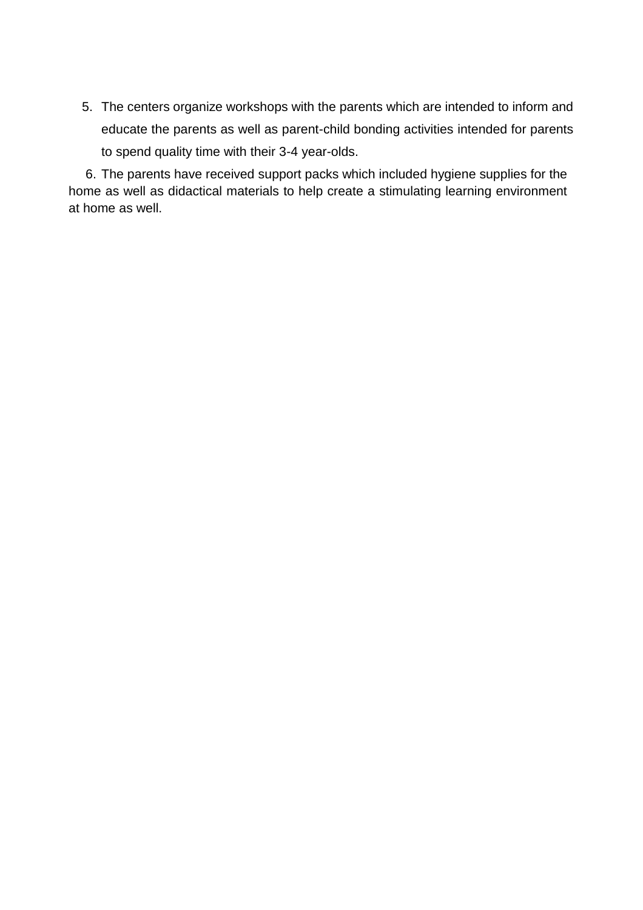5. The centers organize workshops with the parents which are intended to inform and educate the parents as well as parent-child bonding activities intended for parents to spend quality time with their 3-4 year-olds.

6. The parents have received support packs which included hygiene supplies for the home as well as didactical materials to help create a stimulating learning environment at home as well.